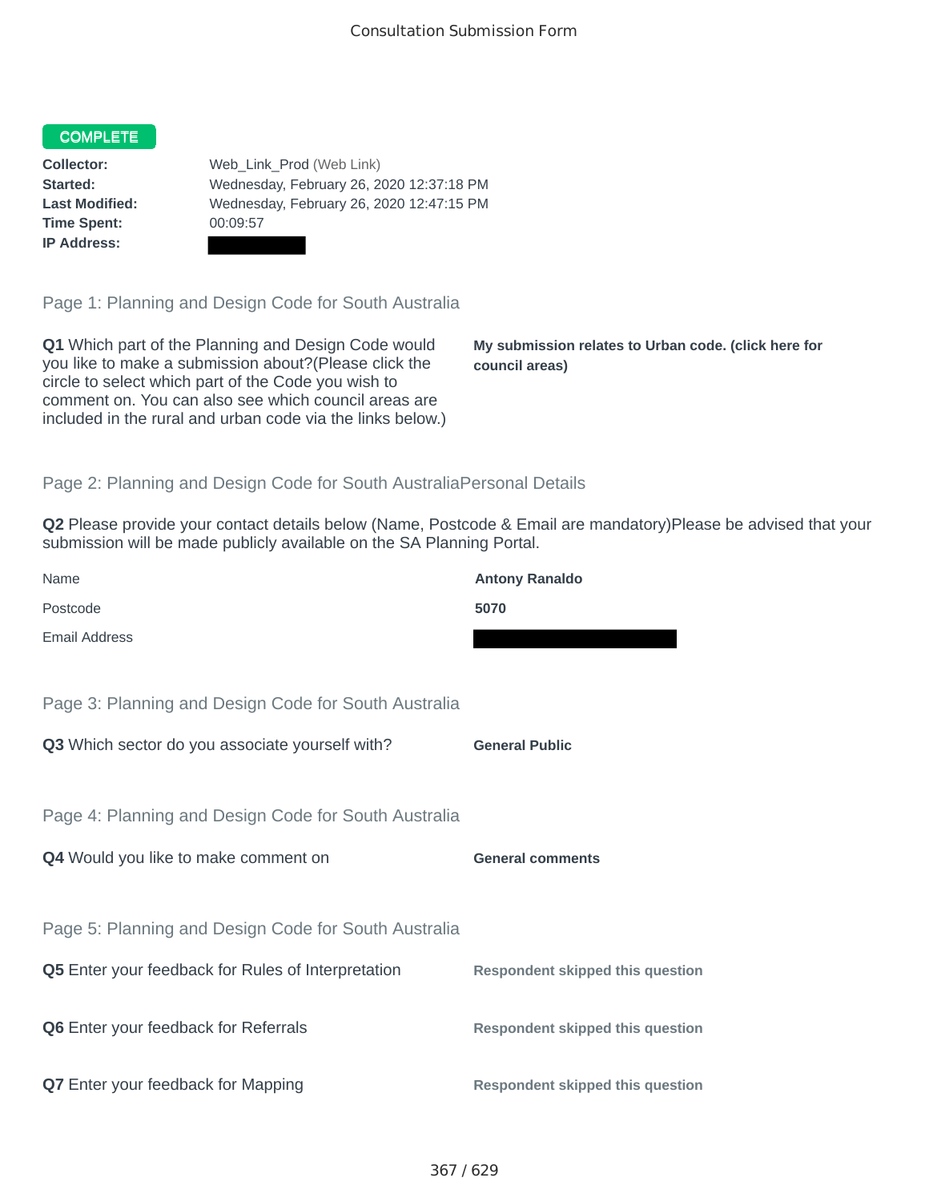# Consultation Submission Form

**COMPLETE**

**Collector:** Web_Link_Prod (Web Link)
**Started:** Wednesday, February 26, 2020 12:37:18 PM
**Last Modified:** Wednesday, February 26, 2020 12:47:15 PM
**Time Spent:** 00:09:57
**IP Address:**

## Page 1: Planning and Design Code for South Australia

**Q1** Which part of the Planning and Design Code would you like to make a submission about?(Please click the circle to select which part of the Code you wish to comment on. You can also see which council areas are included in the rural and urban code via the links below.)

**My submission relates to Urban code. (click here for council areas)**

## Page 2: Planning and Design Code for South AustraliaPersonal Details

**Q2** Please provide your contact details below (Name, Postcode & Email are mandatory)Please be advised that your submission will be made publicly available on the SA Planning Portal.

| | |
|---|---|
| Name | **Antony Ranaldo** |
| Postcode | **5070** |
| Email Address | |

## Page 3: Planning and Design Code for South Australia

**Q3** Which sector do you associate yourself with?

**General Public**

## Page 4: Planning and Design Code for South Australia

**Q4** Would you like to make comment on

**General comments**

## Page 5: Planning and Design Code for South Australia

**Q5** Enter your feedback for Rules of Interpretation

**Respondent skipped this question**

**Q6** Enter your feedback for Referrals

**Respondent skipped this question**

**Q7** Enter your feedback for Mapping

**Respondent skipped this question**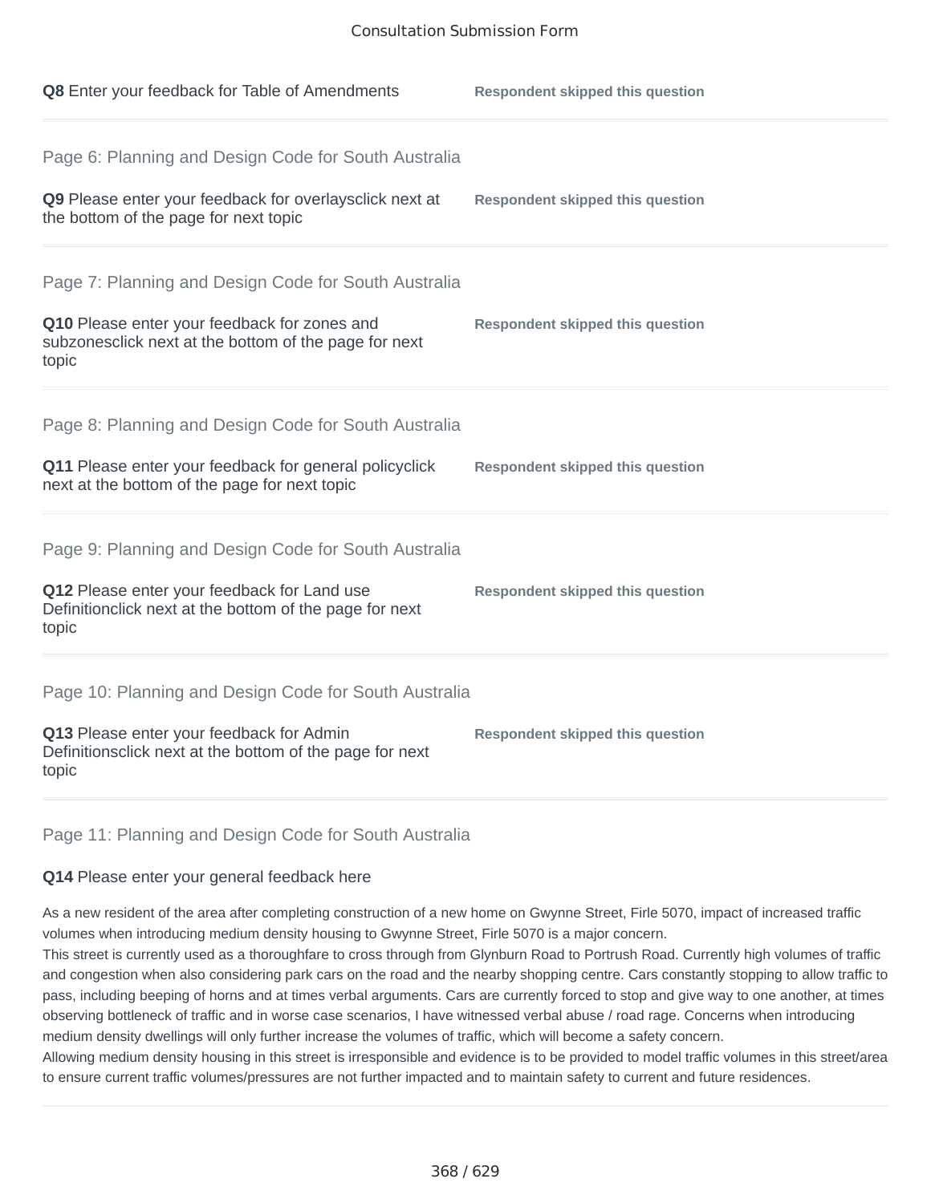**Q8** Enter your feedback for Table of Amendments

Respondent skipped this question

Page 6: Planning and Design Code for South Australia

**Q9** Please enter your feedback for overlaysclick next at the bottom of the page for next topic

Respondent skipped this question

Page 7: Planning and Design Code for South Australia

**Q10** Please enter your feedback for zones and subzonesclick next at the bottom of the page for next topic

Respondent skipped this question

Page 8: Planning and Design Code for South Australia

**Q11** Please enter your feedback for general policyclick next at the bottom of the page for next topic

Respondent skipped this question

Page 9: Planning and Design Code for South Australia

**Q12** Please enter your feedback for Land use Definitionclick next at the bottom of the page for next topic

Respondent skipped this question

Page 10: Planning and Design Code for South Australia

**Q13** Please enter your feedback for Admin Definitionsclick next at the bottom of the page for next topic

Respondent skipped this question

Page 11: Planning and Design Code for South Australia

**Q14** Please enter your general feedback here

As a new resident of the area after completing construction of a new home on Gwynne Street, Firle 5070, impact of increased traffic volumes when introducing medium density housing to Gwynne Street, Firle 5070 is a major concern.
This street is currently used as a thoroughfare to cross through from Glynburn Road to Portrush Road. Currently high volumes of traffic and congestion when also considering park cars on the road and the nearby shopping centre. Cars constantly stopping to allow traffic to pass, including beeping of horns and at times verbal arguments. Cars are currently forced to stop and give way to one another, at times observing bottleneck of traffic and in worse case scenarios, I have witnessed verbal abuse / road rage. Concerns when introducing medium density dwellings will only further increase the volumes of traffic, which will become a safety concern.
Allowing medium density housing in this street is irresponsible and evidence is to be provided to model traffic volumes in this street/area to ensure current traffic volumes/pressures are not further impacted and to maintain safety to current and future residences.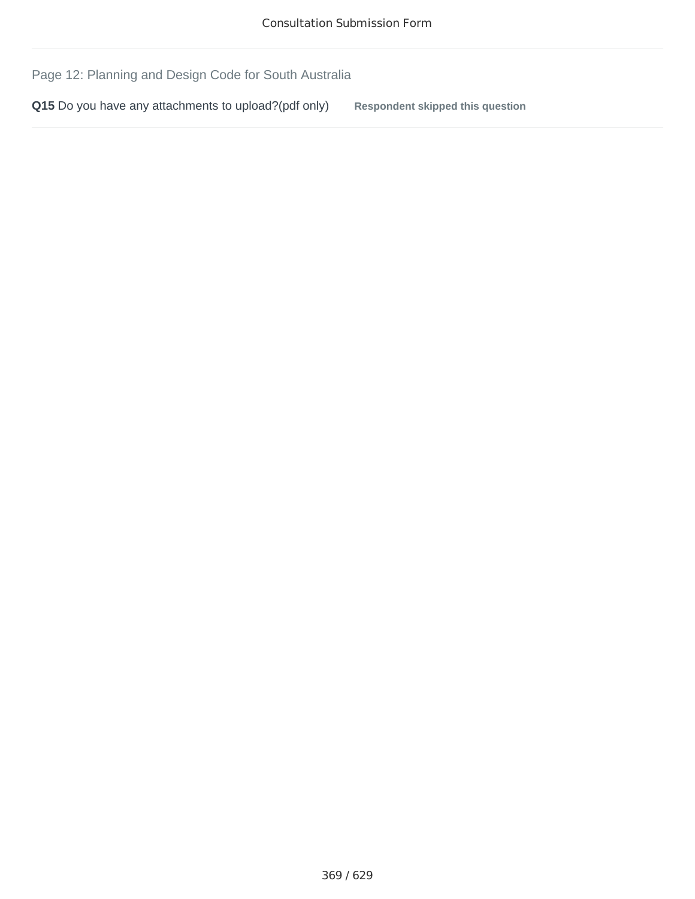Page 12: Planning and Design Code for South Australia

**Q15** Do you have any attachments to upload?(pdf only) **Respondent skipped this question**